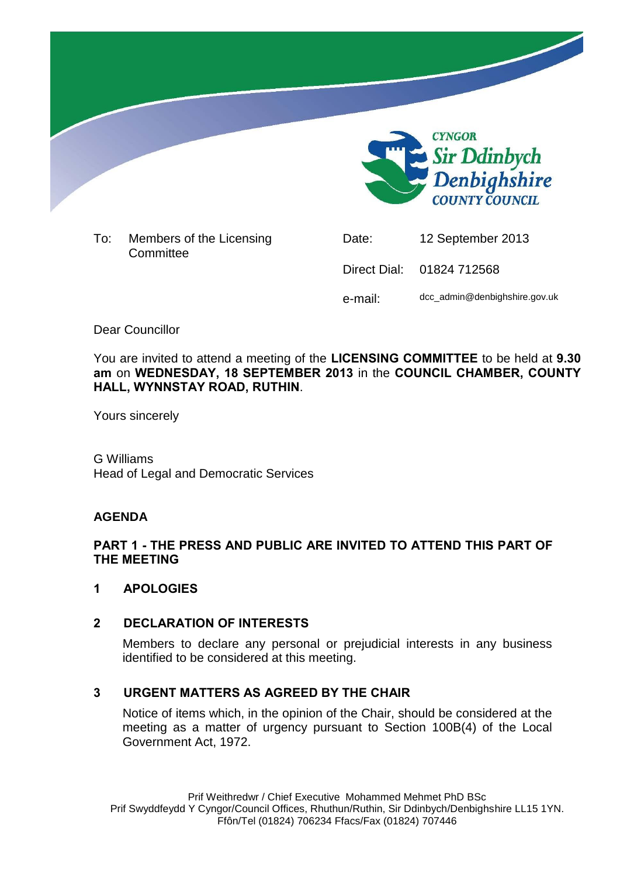CYNGOR
Sir Ddinbych
Denbighshire
COUNTY COUNCIL

| | | | |
|---|---|---|---|
| To: | Members of the Licensing Committee | Date: | 12 September 2013 |
| | | Direct Dial: | 01824 712568 |
| | | e-mail: | dcc_admin@denbighshire.gov.uk |

Dear Councillor

You are invited to attend a meeting of the **LICENSING COMMITTEE** to be held at **9.30 am** on **WEDNESDAY, 18 SEPTEMBER 2013** in the **COUNCIL CHAMBER, COUNTY HALL, WYNNSTAY ROAD, RUTHIN**.

Yours sincerely

G Williams
Head of Legal and Democratic Services

## AGENDA

### PART 1 - THE PRESS AND PUBLIC ARE INVITED TO ATTEND THIS PART OF THE MEETING

### 1 APOLOGIES

### 2 DECLARATION OF INTERESTS

Members to declare any personal or prejudicial interests in any business identified to be considered at this meeting.

### 3 URGENT MATTERS AS AGREED BY THE CHAIR

Notice of items which, in the opinion of the Chair, should be considered at the meeting as a matter of urgency pursuant to Section 100B(4) of the Local Government Act, 1972.

Prif Weithredwr / Chief Executive Mohammed Mehmet PhD BSc
Prif Swyddfeydd Y Cyngor/Council Offices, Rhuthun/Ruthin, Sir Ddinbych/Denbighshire LL15 1YN.
Ffôn/Tel (01824) 706234 Ffacs/Fax (01824) 707446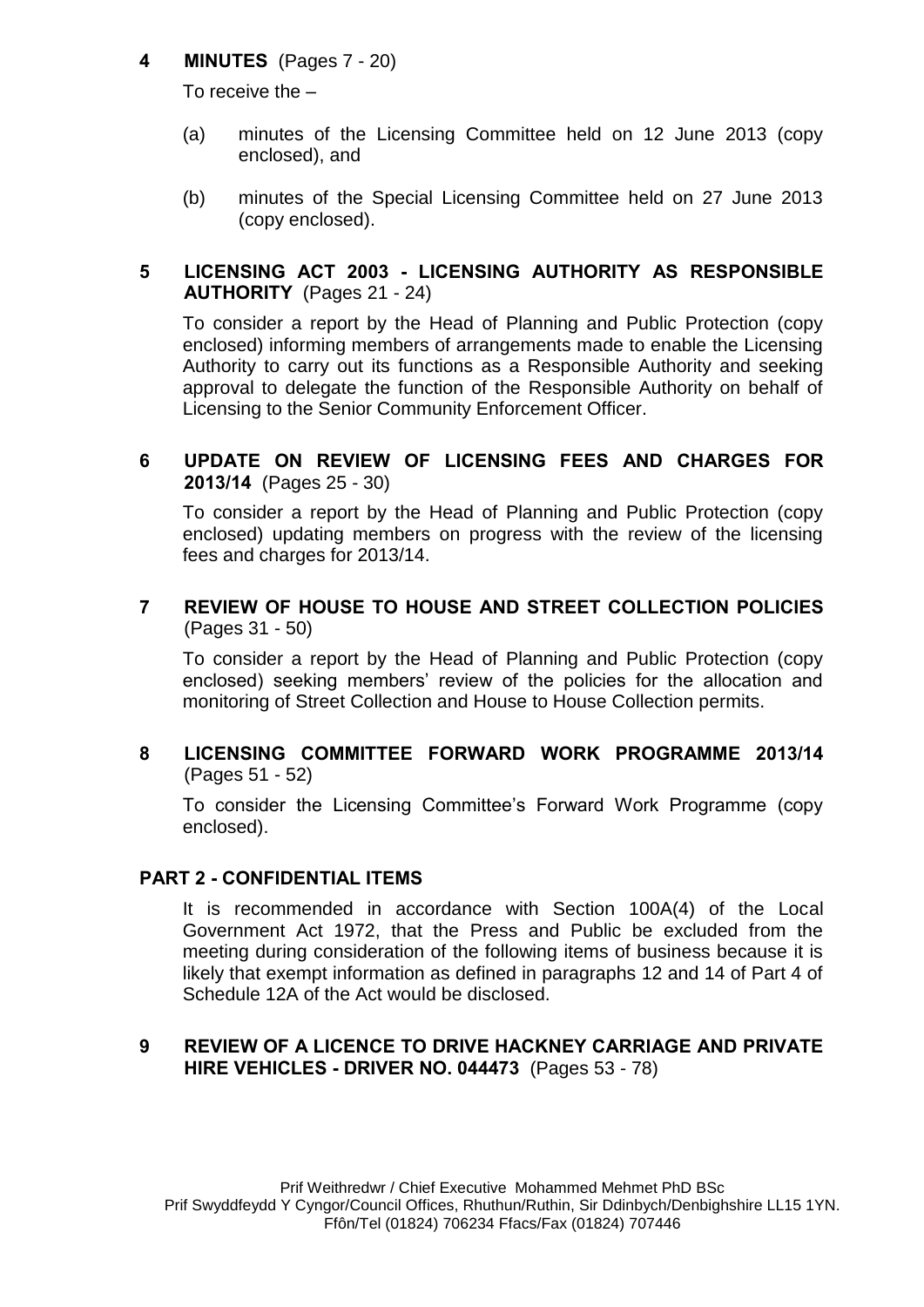**4 MINUTES** (Pages 7 - 20)

To receive the –

(a) minutes of the Licensing Committee held on 12 June 2013 (copy enclosed), and

(b) minutes of the Special Licensing Committee held on 27 June 2013 (copy enclosed).

**5 LICENSING ACT 2003 - LICENSING AUTHORITY AS RESPONSIBLE AUTHORITY** (Pages 21 - 24)

To consider a report by the Head of Planning and Public Protection (copy enclosed) informing members of arrangements made to enable the Licensing Authority to carry out its functions as a Responsible Authority and seeking approval to delegate the function of the Responsible Authority on behalf of Licensing to the Senior Community Enforcement Officer.

**6 UPDATE ON REVIEW OF LICENSING FEES AND CHARGES FOR 2013/14** (Pages 25 - 30)

To consider a report by the Head of Planning and Public Protection (copy enclosed) updating members on progress with the review of the licensing fees and charges for 2013/14.

**7 REVIEW OF HOUSE TO HOUSE AND STREET COLLECTION POLICIES** (Pages 31 - 50)

To consider a report by the Head of Planning and Public Protection (copy enclosed) seeking members' review of the policies for the allocation and monitoring of Street Collection and House to House Collection permits.

**8 LICENSING COMMITTEE FORWARD WORK PROGRAMME 2013/14** (Pages 51 - 52)

To consider the Licensing Committee's Forward Work Programme (copy enclosed).

**PART 2 - CONFIDENTIAL ITEMS**

It is recommended in accordance with Section 100A(4) of the Local Government Act 1972, that the Press and Public be excluded from the meeting during consideration of the following items of business because it is likely that exempt information as defined in paragraphs 12 and 14 of Part 4 of Schedule 12A of the Act would be disclosed.

**9 REVIEW OF A LICENCE TO DRIVE HACKNEY CARRIAGE AND PRIVATE HIRE VEHICLES - DRIVER NO. 044473** (Pages 53 - 78)

Prif Weithredwr / Chief Executive Mohammed Mehmet PhD BSc
Prif Swyddfeydd Y Cyngor/Council Offices, Rhuthun/Ruthin, Sir Ddinbych/Denbighshire LL15 1YN.
Ffôn/Tel (01824) 706234 Ffacs/Fax (01824) 707446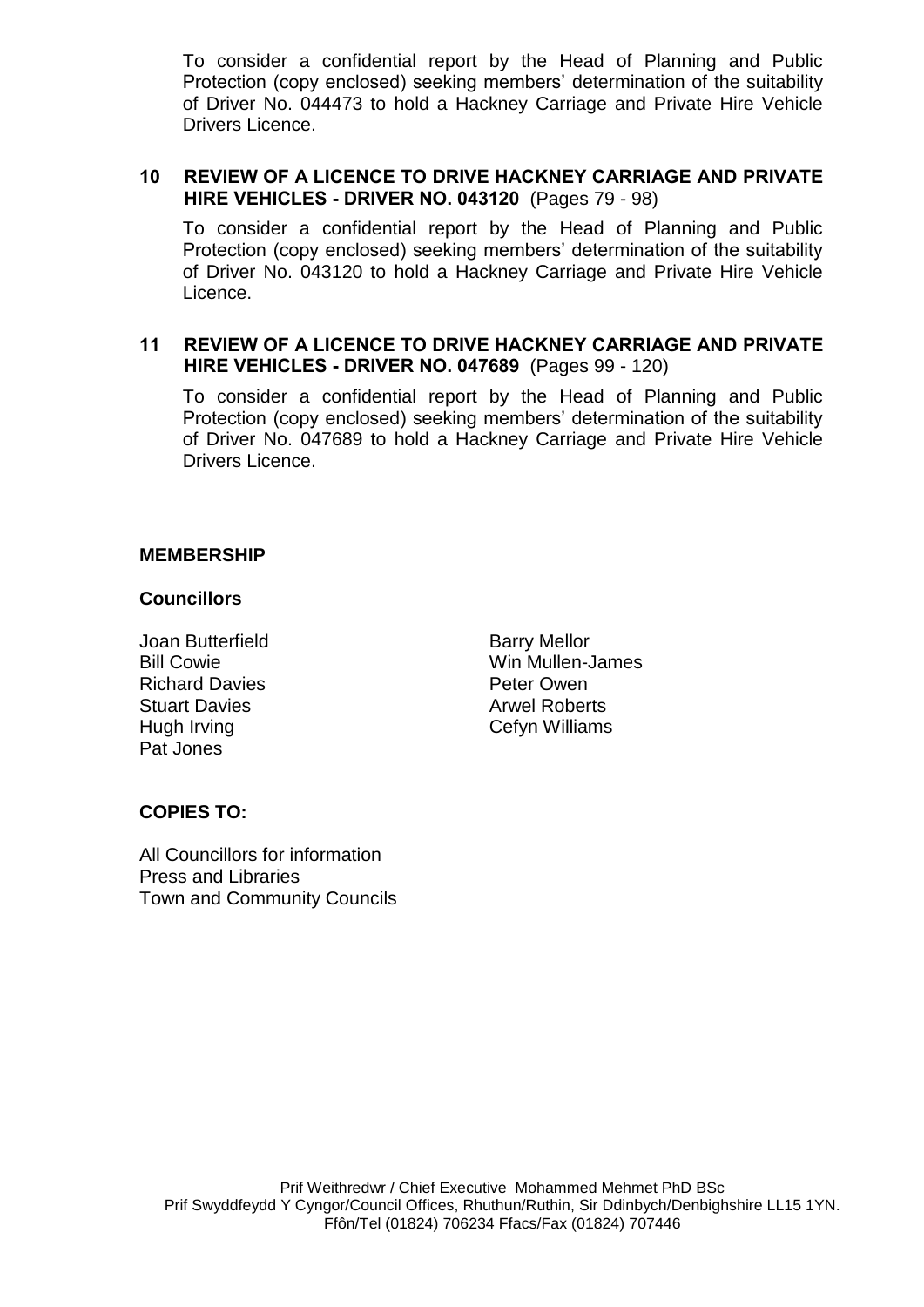To consider a confidential report by the Head of Planning and Public Protection (copy enclosed) seeking members' determination of the suitability of Driver No. 044473 to hold a Hackney Carriage and Private Hire Vehicle Drivers Licence.

**10 REVIEW OF A LICENCE TO DRIVE HACKNEY CARRIAGE AND PRIVATE HIRE VEHICLES - DRIVER NO. 043120** (Pages 79 - 98)

To consider a confidential report by the Head of Planning and Public Protection (copy enclosed) seeking members' determination of the suitability of Driver No. 043120 to hold a Hackney Carriage and Private Hire Vehicle Licence.

**11 REVIEW OF A LICENCE TO DRIVE HACKNEY CARRIAGE AND PRIVATE HIRE VEHICLES - DRIVER NO. 047689** (Pages 99 - 120)

To consider a confidential report by the Head of Planning and Public Protection (copy enclosed) seeking members' determination of the suitability of Driver No. 047689 to hold a Hackney Carriage and Private Hire Vehicle Drivers Licence.

**MEMBERSHIP**

**Councillors**

Joan Butterfield
Bill Cowie
Richard Davies
Stuart Davies
Hugh Irving
Pat Jones
Barry Mellor
Win Mullen-James
Peter Owen
Arwel Roberts
Cefyn Williams

**COPIES TO:**

All Councillors for information
Press and Libraries
Town and Community Councils

Prif Weithredwr / Chief Executive Mohammed Mehmet PhD BSc
Prif Swyddfeydd Y Cyngor/Council Offices, Rhuthun/Ruthin, Sir Ddinbych/Denbighshire LL15 1YN.
Ffôn/Tel (01824) 706234 Ffacs/Fax (01824) 707446